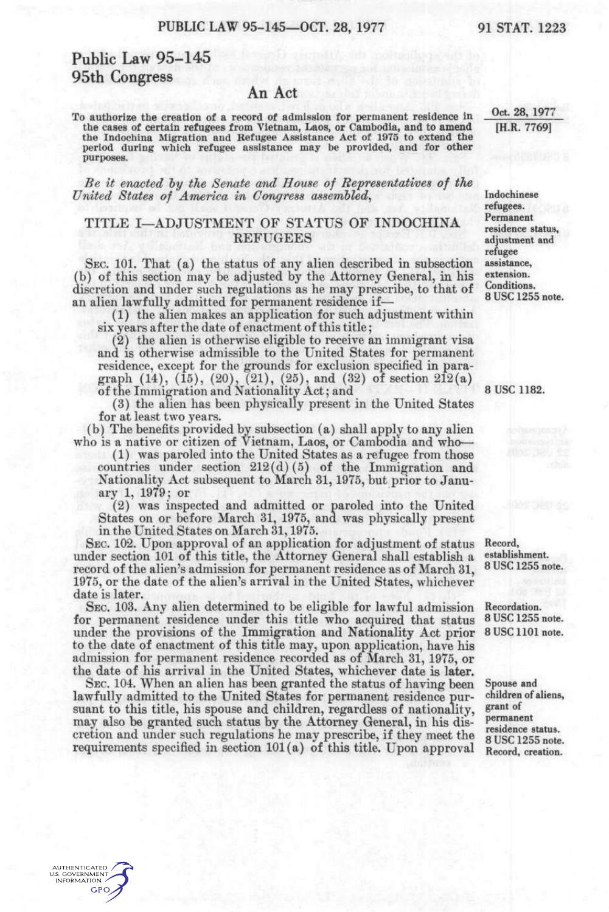# Public Law 95-145
## 95th Congress

### An Act

To authorize the creation of a record of admission for permanent residence in the cases of certain refugees from Vietnam, Laos, or Cambodia, and to amend the Indochina Migration and Refugee Assistance Act of 1975 to extend the period during which refugee assistance may be provided, and for other purposes.

Oct. 28, 1977
[H.R. 7769]

*Be it enacted by the Senate and House of Representatives of the United States of America in Congress assembled,*

Indochinese refugees. Permanent residence status, adjustment and refugee assistance, extension.

## TITLE I—ADJUSTMENT OF STATUS OF INDOCHINA REFUGEES

Conditions.
8 USC 1255 note.

SEC. 101. That (a) the status of any alien described in subsection (b) of this section may be adjusted by the Attorney General, in his discretion and under such regulations as he may prescribe, to that of an alien lawfully admitted for permanent residence if—

(1) the alien makes an application for such adjustment within six years after the date of enactment of this title;

(2) the alien is otherwise eligible to receive an immigrant visa and is otherwise admissible to the United States for permanent residence, except for the grounds for exclusion specified in paragraph (14), (15), (20), (21), (25), and (32) of section 212(a) of the Immigration and Nationality Act; and

8 USC 1182.

(3) the alien has been physically present in the United States for at least two years.

(b) The benefits provided by subsection (a) shall apply to any alien who is a native or citizen of Vietnam, Laos, or Cambodia and who—

(1) was paroled into the United States as a refugee from those countries under section 212(d)(5) of the Immigration and Nationality Act subsequent to March 31, 1975, but prior to January 1, 1979; or

(2) was inspected and admitted or paroled into the United States on or before March 31, 1975, and was physically present in the United States on March 31, 1975.

Record, establishment.
8 USC 1255 note.

SEC. 102. Upon approval of an application for adjustment of status under section 101 of this title, the Attorney General shall establish a record of the alien's admission for permanent residence as of March 31, 1975, or the date of the alien's arrival in the United States, whichever date is later.

Recordation.
8 USC 1255 note.
8 USC 1101 note.

SEC. 103. Any alien determined to be eligible for lawful admission for permanent residence under this title who acquired that status under the provisions of the Immigration and Nationality Act prior to the date of enactment of this title may, upon application, have his admission for permanent residence recorded as of March 31, 1975, or the date of his arrival in the United States, whichever date is later.

Spouse and children of aliens, grant of permanent residence status.
8 USC 1255 note.
Record, creation.

SEC. 104. When an alien has been granted the status of having been lawfully admitted to the United States for permanent residence pursuant to this title, his spouse and children, regardless of nationality, may also be granted such status by the Attorney General, in his discretion and under such regulations he may prescribe, if they meet the requirements specified in section 101(a) of this title. Upon approval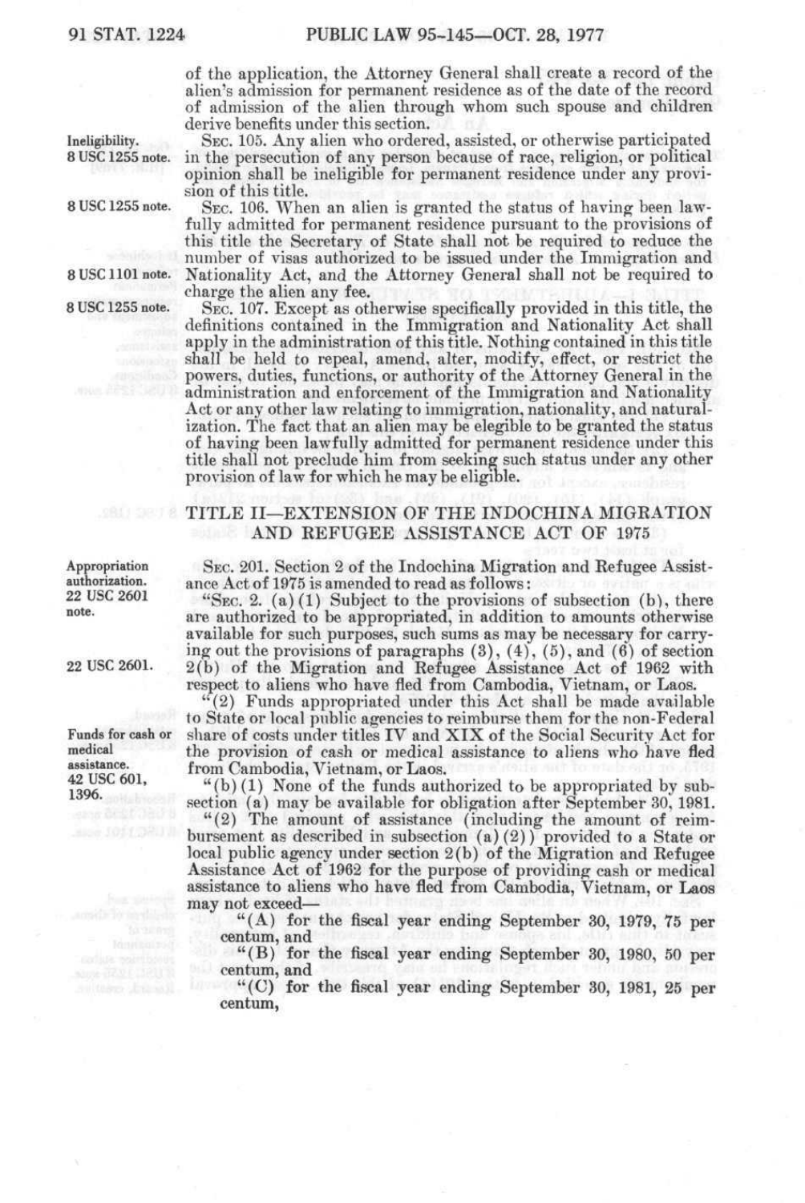of the application, the Attorney General shall create a record of the alien's admission for permanent residence as of the date of the record of admission of the alien through whom such spouse and children derive benefits under this section.

Ineligibility. 8 USC 1255 note.

SEC. 105. Any alien who ordered, assisted, or otherwise participated in the persecution of any person because of race, religion, or political opinion shall be ineligible for permanent residence under any provision of this title.

8 USC 1255 note.

SEC. 106. When an alien is granted the status of having been lawfully admitted for permanent residence pursuant to the provisions of this title the Secretary of State shall not be required to reduce the number of visas authorized to be issued under the Immigration and Nationality Act, and the Attorney General shall not be required to charge the alien any fee.

8 USC 1101 note.

8 USC 1255 note.

SEC. 107. Except as otherwise specifically provided in this title, the definitions contained in the Immigration and Nationality Act shall apply in the administration of this title. Nothing contained in this title shall be held to repeal, amend, alter, modify, effect, or restrict the powers, duties, functions, or authority of the Attorney General in the administration and enforcement of the Immigration and Nationality Act or any other law relating to immigration, nationality, and naturalization. The fact that an alien may be elegible to be granted the status of having been lawfully admitted for permanent residence under this title shall not preclude him from seeking such status under any other provision of law for which he may be eligible.

## TITLE II—EXTENSION OF THE INDOCHINA MIGRATION AND REFUGEE ASSISTANCE ACT OF 1975

Appropriation authorization. 22 USC 2601 note.

SEC. 201. Section 2 of the Indochina Migration and Refugee Assistance Act of 1975 is amended to read as follows:

"SEC. 2. (a)(1) Subject to the provisions of subsection (b), there are authorized to be appropriated, in addition to amounts otherwise available for such purposes, such sums as may be necessary for carrying out the provisions of paragraphs (3), (4), (5), and (6) of section 2(b) of the Migration and Refugee Assistance Act of 1962 with respect to aliens who have fled from Cambodia, Vietnam, or Laos.

22 USC 2601.

"(2) Funds appropriated under this Act shall be made available to State or local public agencies to reimburse them for the non-Federal share of costs under titles IV and XIX of the Social Security Act for the provision of cash or medical assistance to aliens who have fled from Cambodia, Vietnam, or Laos.

Funds for cash or medical assistance. 42 USC 601, 1396.

"(b)(1) None of the funds authorized to be appropriated by subsection (a) may be available for obligation after September 30, 1981.

"(2) The amount of assistance (including the amount of reimbursement as described in subsection (a)(2)) provided to a State or local public agency under section 2(b) of the Migration and Refugee Assistance Act of 1962 for the purpose of providing cash or medical assistance to aliens who have fled from Cambodia, Vietnam, or Laos may not exceed—

"(A) for the fiscal year ending September 30, 1979, 75 per centum, and

"(B) for the fiscal year ending September 30, 1980, 50 per centum, and

"(C) for the fiscal year ending September 30, 1981, 25 per centum,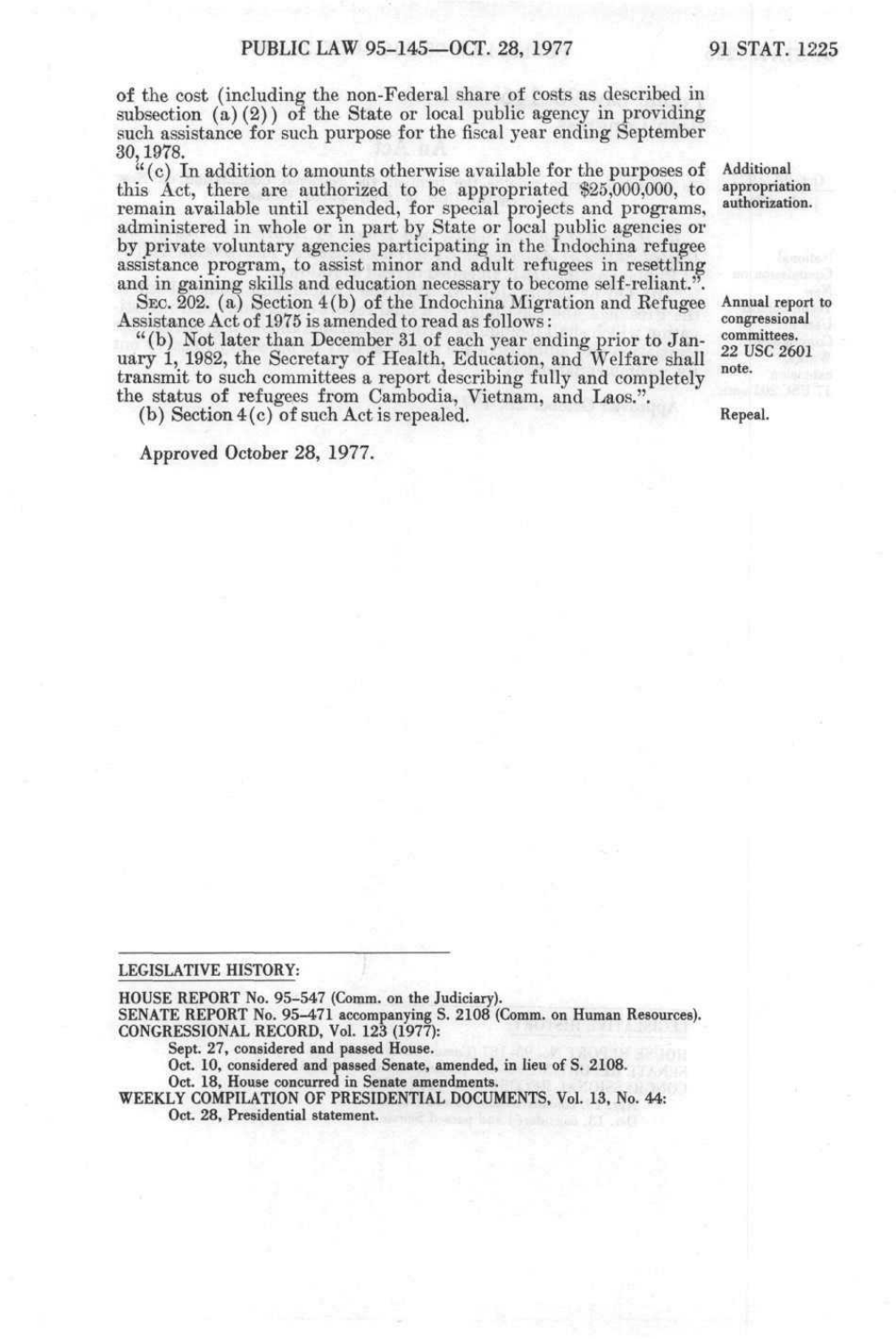of the cost (including the non-Federal share of costs as described in subsection (a)(2)) of the State or local public agency in providing such assistance for such purpose for the fiscal year ending September 30, 1978.

"(c) In addition to amounts otherwise available for the purposes of this Act, there are authorized to be appropriated $25,000,000, to remain available until expended, for special projects and programs, administered in whole or in part by State or local public agencies or by private voluntary agencies participating in the Indochina refugee assistance program, to assist minor and adult refugees in resettling and in gaining skills and education necessary to become self-reliant.".

Additional appropriation authorization.

SEC. 202. (a) Section 4(b) of the Indochina Migration and Refugee Assistance Act of 1975 is amended to read as follows:

Annual report to congressional committees. 22 USC 2601 note.

"(b) Not later than December 31 of each year ending prior to January 1, 1982, the Secretary of Health, Education, and Welfare shall transmit to such committees a report describing fully and completely the status of refugees from Cambodia, Vietnam, and Laos.".

(b) Section 4(c) of such Act is repealed.

Repeal.

Approved October 28, 1977.

---

LEGISLATIVE HISTORY:

HOUSE REPORT No. 95-547 (Comm. on the Judiciary).
SENATE REPORT No. 95-471 accompanying S. 2108 (Comm. on Human Resources).
CONGRESSIONAL RECORD, Vol. 123 (1977):
Sept. 27, considered and passed House.
Oct. 10, considered and passed Senate, amended, in lieu of S. 2108.
Oct. 18, House concurred in Senate amendments.
WEEKLY COMPILATION OF PRESIDENTIAL DOCUMENTS, Vol. 13, No. 44:
Oct. 28, Presidential statement.